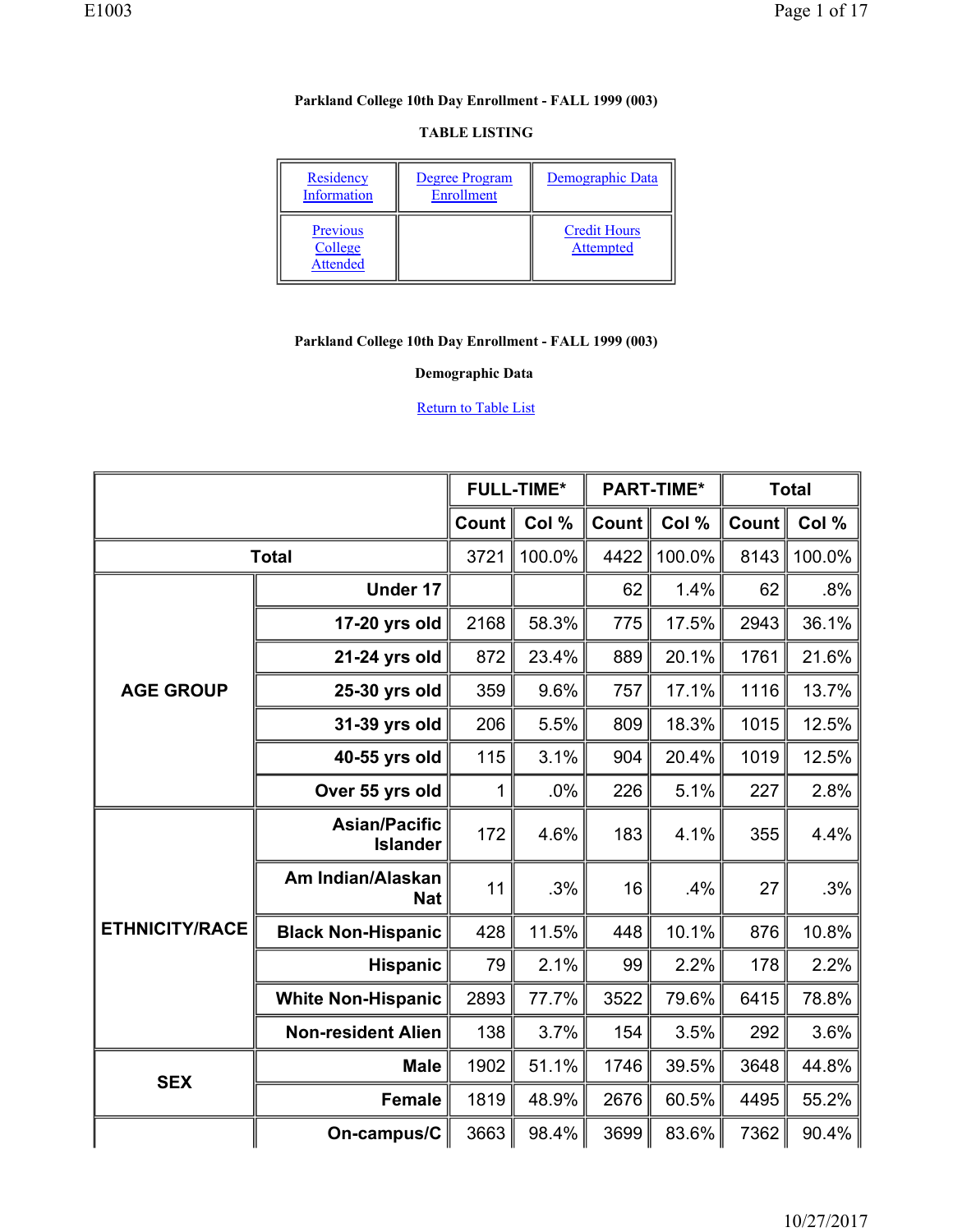**Parkland College 10th Day Enrollment - FALL 1999 (003)**

**TABLE LISTING**

| Residency Information | Degree Program Enrollment | Demographic Data |
| --- | --- | --- |
| Previous College Attended | | Credit Hours Attempted |

**Parkland College 10th Day Enrollment - FALL 1999 (003)**

**Demographic Data**

Return to Table List

| | | FULL-TIME* | | PART-TIME* | | Total | |
| --- | --- | --- | --- | --- | --- | --- | --- |
| | | Count | Col % | Count | Col % | Count | Col % |
| Total | | 3721 | 100.0% | 4422 | 100.0% | 8143 | 100.0% |
| AGE GROUP | Under 17 | | | 62 | 1.4% | 62 | .8% |
| | 17-20 yrs old | 2168 | 58.3% | 775 | 17.5% | 2943 | 36.1% |
| | 21-24 yrs old | 872 | 23.4% | 889 | 20.1% | 1761 | 21.6% |
| | 25-30 yrs old | 359 | 9.6% | 757 | 17.1% | 1116 | 13.7% |
| | 31-39 yrs old | 206 | 5.5% | 809 | 18.3% | 1015 | 12.5% |
| | 40-55 yrs old | 115 | 3.1% | 904 | 20.4% | 1019 | 12.5% |
| | Over 55 yrs old | 1 | .0% | 226 | 5.1% | 227 | 2.8% |
| ETHNICITY/RACE | Asian/Pacific Islander | 172 | 4.6% | 183 | 4.1% | 355 | 4.4% |
| | Am Indian/Alaskan Nat | 11 | .3% | 16 | .4% | 27 | .3% |
| | Black Non-Hispanic | 428 | 11.5% | 448 | 10.1% | 876 | 10.8% |
| | Hispanic | 79 | 2.1% | 99 | 2.2% | 178 | 2.2% |
| | White Non-Hispanic | 2893 | 77.7% | 3522 | 79.6% | 6415 | 78.8% |
| | Non-resident Alien | 138 | 3.7% | 154 | 3.5% | 292 | 3.6% |
| SEX | Male | 1902 | 51.1% | 1746 | 39.5% | 3648 | 44.8% |
| | Female | 1819 | 48.9% | 2676 | 60.5% | 4495 | 55.2% |
| | On-campus/C | 3663 | 98.4% | 3699 | 83.6% | 7362 | 90.4% |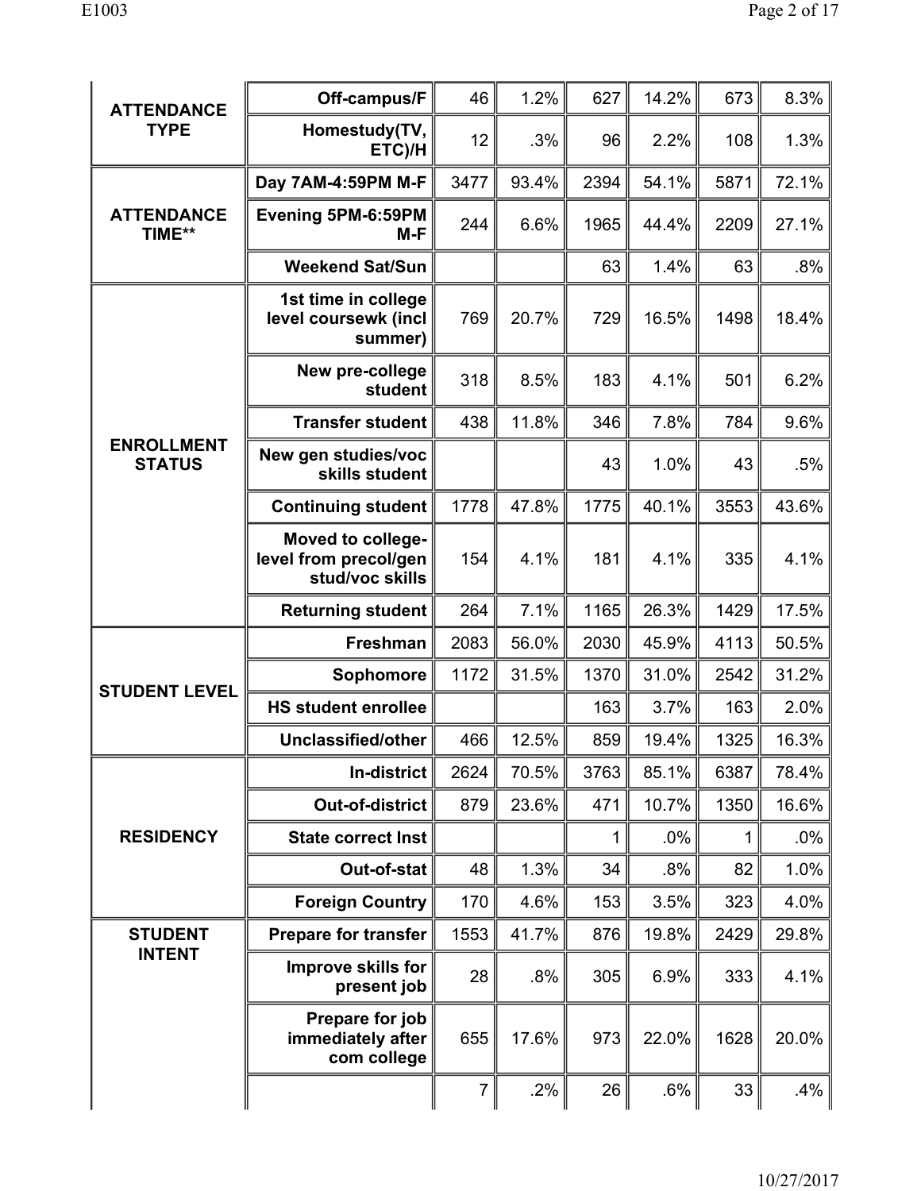| | | | | | | | |
|---|---|---|---|---|---|---|---|
| **ATTENDANCE TYPE** | **Off-campus/F** | 46 | 1.2% | 627 | 14.2% | 673 | 8.3% |
| | **Homestudy(TV, ETC)/H** | 12 | .3% | 96 | 2.2% | 108 | 1.3% |
| **ATTENDANCE TIME**** | **Day 7AM-4:59PM M-F** | 3477 | 93.4% | 2394 | 54.1% | 5871 | 72.1% |
| | **Evening 5PM-6:59PM M-F** | 244 | 6.6% | 1965 | 44.4% | 2209 | 27.1% |
| | **Weekend Sat/Sun** | | | 63 | 1.4% | 63 | .8% |
| **ENROLLMENT STATUS** | **1st time in college level coursewk (incl summer)** | 769 | 20.7% | 729 | 16.5% | 1498 | 18.4% |
| | **New pre-college student** | 318 | 8.5% | 183 | 4.1% | 501 | 6.2% |
| | **Transfer student** | 438 | 11.8% | 346 | 7.8% | 784 | 9.6% |
| | **New gen studies/voc skills student** | | | 43 | 1.0% | 43 | .5% |
| | **Continuing student** | 1778 | 47.8% | 1775 | 40.1% | 3553 | 43.6% |
| | **Moved to college-level from precol/gen stud/voc skills** | 154 | 4.1% | 181 | 4.1% | 335 | 4.1% |
| | **Returning student** | 264 | 7.1% | 1165 | 26.3% | 1429 | 17.5% |
| **STUDENT LEVEL** | **Freshman** | 2083 | 56.0% | 2030 | 45.9% | 4113 | 50.5% |
| | **Sophomore** | 1172 | 31.5% | 1370 | 31.0% | 2542 | 31.2% |
| | **HS student enrollee** | | | 163 | 3.7% | 163 | 2.0% |
| | **Unclassified/other** | 466 | 12.5% | 859 | 19.4% | 1325 | 16.3% |
| **RESIDENCY** | **In-district** | 2624 | 70.5% | 3763 | 85.1% | 6387 | 78.4% |
| | **Out-of-district** | 879 | 23.6% | 471 | 10.7% | 1350 | 16.6% |
| | **State correct Inst** | | | 1 | .0% | 1 | .0% |
| | **Out-of-stat** | 48 | 1.3% | 34 | .8% | 82 | 1.0% |
| | **Foreign Country** | 170 | 4.6% | 153 | 3.5% | 323 | 4.0% |
| **STUDENT INTENT** | **Prepare for transfer** | 1553 | 41.7% | 876 | 19.8% | 2429 | 29.8% |
| | **Improve skills for present job** | 28 | .8% | 305 | 6.9% | 333 | 4.1% |
| | **Prepare for job immediately after com college** | 655 | 17.6% | 973 | 22.0% | 1628 | 20.0% |
| | | 7 | .2% | 26 | .6% | 33 | .4% |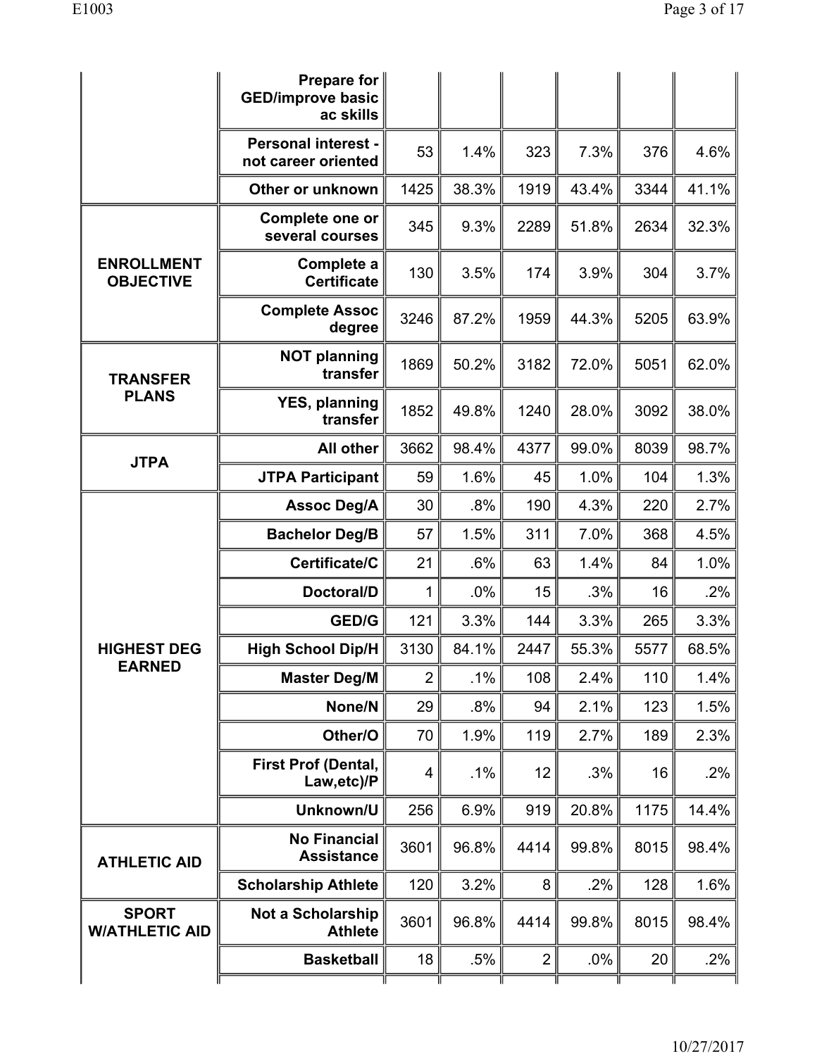| | | | | | | | |
|---|---|---|---|---|---|---|---|
| | **Prepare for GED/improve basic ac skills** | | | | | | |
| | **Personal interest - not career oriented** | 53 | 1.4% | 323 | 7.3% | 376 | 4.6% |
| | **Other or unknown** | 1425 | 38.3% | 1919 | 43.4% | 3344 | 41.1% |
| **ENROLLMENT OBJECTIVE** | **Complete one or several courses** | 345 | 9.3% | 2289 | 51.8% | 2634 | 32.3% |
| | **Complete a Certificate** | 130 | 3.5% | 174 | 3.9% | 304 | 3.7% |
| | **Complete Assoc degree** | 3246 | 87.2% | 1959 | 44.3% | 5205 | 63.9% |
| **TRANSFER PLANS** | **NOT planning transfer** | 1869 | 50.2% | 3182 | 72.0% | 5051 | 62.0% |
| | **YES, planning transfer** | 1852 | 49.8% | 1240 | 28.0% | 3092 | 38.0% |
| **JTPA** | **All other** | 3662 | 98.4% | 4377 | 99.0% | 8039 | 98.7% |
| | **JTPA Participant** | 59 | 1.6% | 45 | 1.0% | 104 | 1.3% |
| **HIGHEST DEG EARNED** | **Assoc Deg/A** | 30 | .8% | 190 | 4.3% | 220 | 2.7% |
| | **Bachelor Deg/B** | 57 | 1.5% | 311 | 7.0% | 368 | 4.5% |
| | **Certificate/C** | 21 | .6% | 63 | 1.4% | 84 | 1.0% |
| | **Doctoral/D** | 1 | .0% | 15 | .3% | 16 | .2% |
| | **GED/G** | 121 | 3.3% | 144 | 3.3% | 265 | 3.3% |
| | **High School Dip/H** | 3130 | 84.1% | 2447 | 55.3% | 5577 | 68.5% |
| | **Master Deg/M** | 2 | .1% | 108 | 2.4% | 110 | 1.4% |
| | **None/N** | 29 | .8% | 94 | 2.1% | 123 | 1.5% |
| | **Other/O** | 70 | 1.9% | 119 | 2.7% | 189 | 2.3% |
| | **First Prof (Dental, Law,etc)/P** | 4 | .1% | 12 | .3% | 16 | .2% |
| | **Unknown/U** | 256 | 6.9% | 919 | 20.8% | 1175 | 14.4% |
| **ATHLETIC AID** | **No Financial Assistance** | 3601 | 96.8% | 4414 | 99.8% | 8015 | 98.4% |
| | **Scholarship Athlete** | 120 | 3.2% | 8 | .2% | 128 | 1.6% |
| **SPORT W/ATHLETIC AID** | **Not a Scholarship Athlete** | 3601 | 96.8% | 4414 | 99.8% | 8015 | 98.4% |
| | **Basketball** | 18 | .5% | 2 | .0% | 20 | .2% |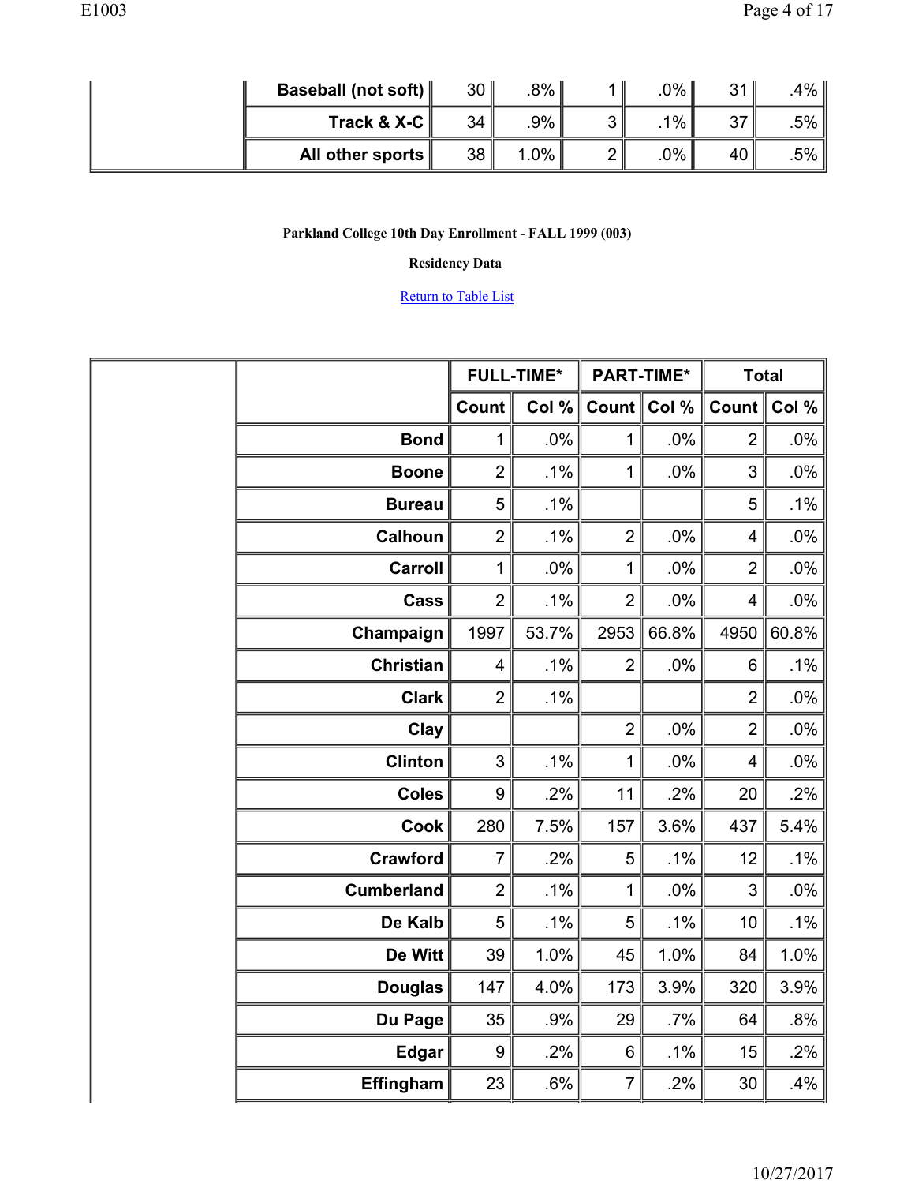| | | | | | | | |
|---|---|---|---|---|---|---|---|
| | **Baseball (not soft)** | 30 | .8% | 1 | .0% | 31 | .4% |
| | **Track & X-C** | 34 | .9% | 3 | .1% | 37 | .5% |
| | **All other sports** | 38 | 1.0% | 2 | .0% | 40 | .5% |

**Parkland College 10th Day Enrollment - FALL 1999 (003)**

**Residency Data**

Return to Table List

| | | FULL-TIME* | | PART-TIME* | | Total | |
|---|---|---|---|---|---|---|---|
| | | Count | Col % | Count | Col % | Count | Col % |
| | **Bond** | 1 | .0% | 1 | .0% | 2 | .0% |
| | **Boone** | 2 | .1% | 1 | .0% | 3 | .0% |
| | **Bureau** | 5 | .1% | | | 5 | .1% |
| | **Calhoun** | 2 | .1% | 2 | .0% | 4 | .0% |
| | **Carroll** | 1 | .0% | 1 | .0% | 2 | .0% |
| | **Cass** | 2 | .1% | 2 | .0% | 4 | .0% |
| | **Champaign** | 1997 | 53.7% | 2953 | 66.8% | 4950 | 60.8% |
| | **Christian** | 4 | .1% | 2 | .0% | 6 | .1% |
| | **Clark** | 2 | .1% | | | 2 | .0% |
| | **Clay** | | | 2 | .0% | 2 | .0% |
| | **Clinton** | 3 | .1% | 1 | .0% | 4 | .0% |
| | **Coles** | 9 | .2% | 11 | .2% | 20 | .2% |
| | **Cook** | 280 | 7.5% | 157 | 3.6% | 437 | 5.4% |
| | **Crawford** | 7 | .2% | 5 | .1% | 12 | .1% |
| | **Cumberland** | 2 | .1% | 1 | .0% | 3 | .0% |
| | **De Kalb** | 5 | .1% | 5 | .1% | 10 | .1% |
| | **De Witt** | 39 | 1.0% | 45 | 1.0% | 84 | 1.0% |
| | **Douglas** | 147 | 4.0% | 173 | 3.9% | 320 | 3.9% |
| | **Du Page** | 35 | .9% | 29 | .7% | 64 | .8% |
| | **Edgar** | 9 | .2% | 6 | .1% | 15 | .2% |
| | **Effingham** | 23 | .6% | 7 | .2% | 30 | .4% |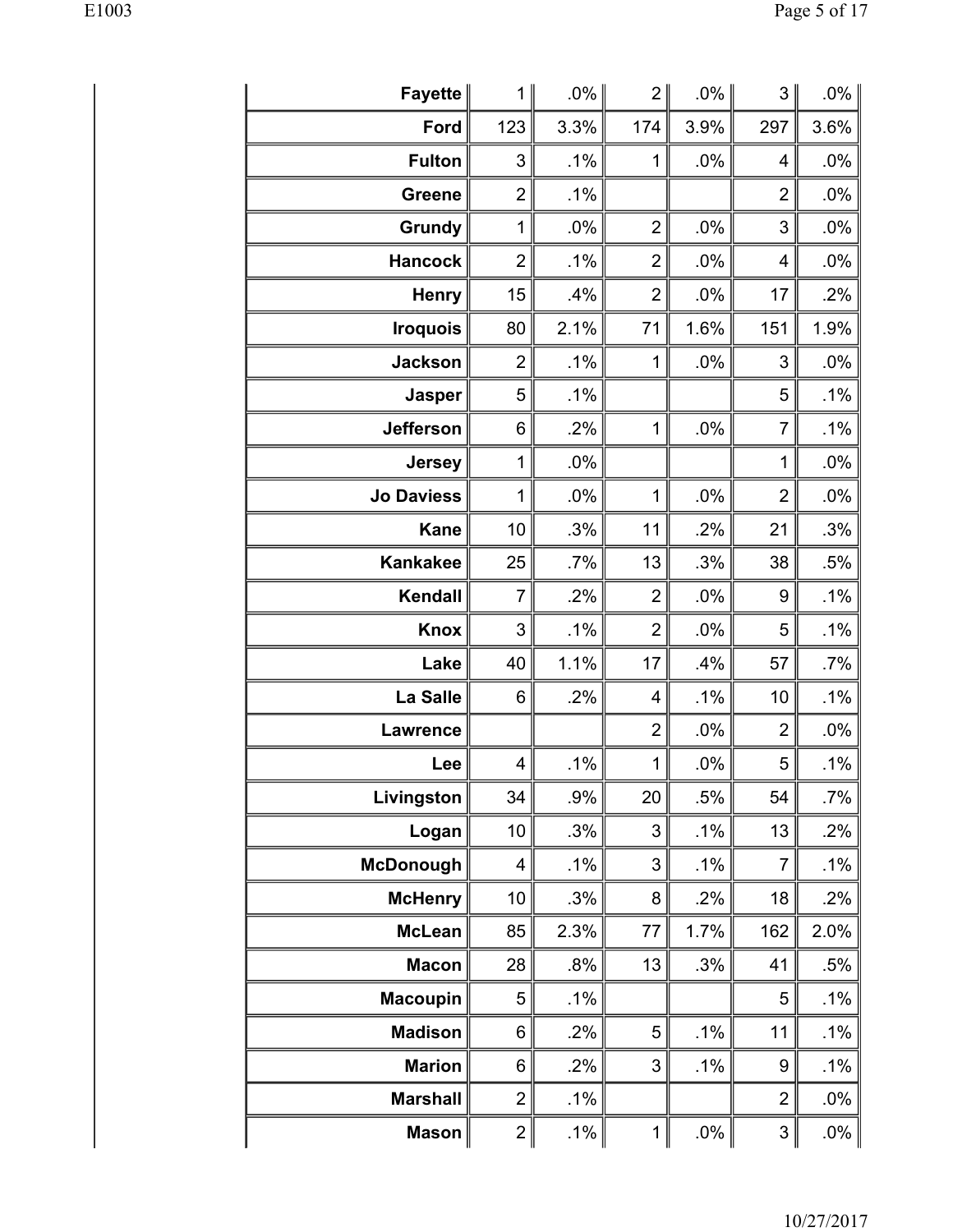| | | | | | | |
|---|---|---|---|---|---|---|
| **Fayette** | 1 | .0% | 2 | .0% | 3 | .0% |
| **Ford** | 123 | 3.3% | 174 | 3.9% | 297 | 3.6% |
| **Fulton** | 3 | .1% | 1 | .0% | 4 | .0% |
| **Greene** | 2 | .1% | | | 2 | .0% |
| **Grundy** | 1 | .0% | 2 | .0% | 3 | .0% |
| **Hancock** | 2 | .1% | 2 | .0% | 4 | .0% |
| **Henry** | 15 | .4% | 2 | .0% | 17 | .2% |
| **Iroquois** | 80 | 2.1% | 71 | 1.6% | 151 | 1.9% |
| **Jackson** | 2 | .1% | 1 | .0% | 3 | .0% |
| **Jasper** | 5 | .1% | | | 5 | .1% |
| **Jefferson** | 6 | .2% | 1 | .0% | 7 | .1% |
| **Jersey** | 1 | .0% | | | 1 | .0% |
| **Jo Daviess** | 1 | .0% | 1 | .0% | 2 | .0% |
| **Kane** | 10 | .3% | 11 | .2% | 21 | .3% |
| **Kankakee** | 25 | .7% | 13 | .3% | 38 | .5% |
| **Kendall** | 7 | .2% | 2 | .0% | 9 | .1% |
| **Knox** | 3 | .1% | 2 | .0% | 5 | .1% |
| **Lake** | 40 | 1.1% | 17 | .4% | 57 | .7% |
| **La Salle** | 6 | .2% | 4 | .1% | 10 | .1% |
| **Lawrence** | | | 2 | .0% | 2 | .0% |
| **Lee** | 4 | .1% | 1 | .0% | 5 | .1% |
| **Livingston** | 34 | .9% | 20 | .5% | 54 | .7% |
| **Logan** | 10 | .3% | 3 | .1% | 13 | .2% |
| **McDonough** | 4 | .1% | 3 | .1% | 7 | .1% |
| **McHenry** | 10 | .3% | 8 | .2% | 18 | .2% |
| **McLean** | 85 | 2.3% | 77 | 1.7% | 162 | 2.0% |
| **Macon** | 28 | .8% | 13 | .3% | 41 | .5% |
| **Macoupin** | 5 | .1% | | | 5 | .1% |
| **Madison** | 6 | .2% | 5 | .1% | 11 | .1% |
| **Marion** | 6 | .2% | 3 | .1% | 9 | .1% |
| **Marshall** | 2 | .1% | | | 2 | .0% |
| **Mason** | 2 | .1% | 1 | .0% | 3 | .0% |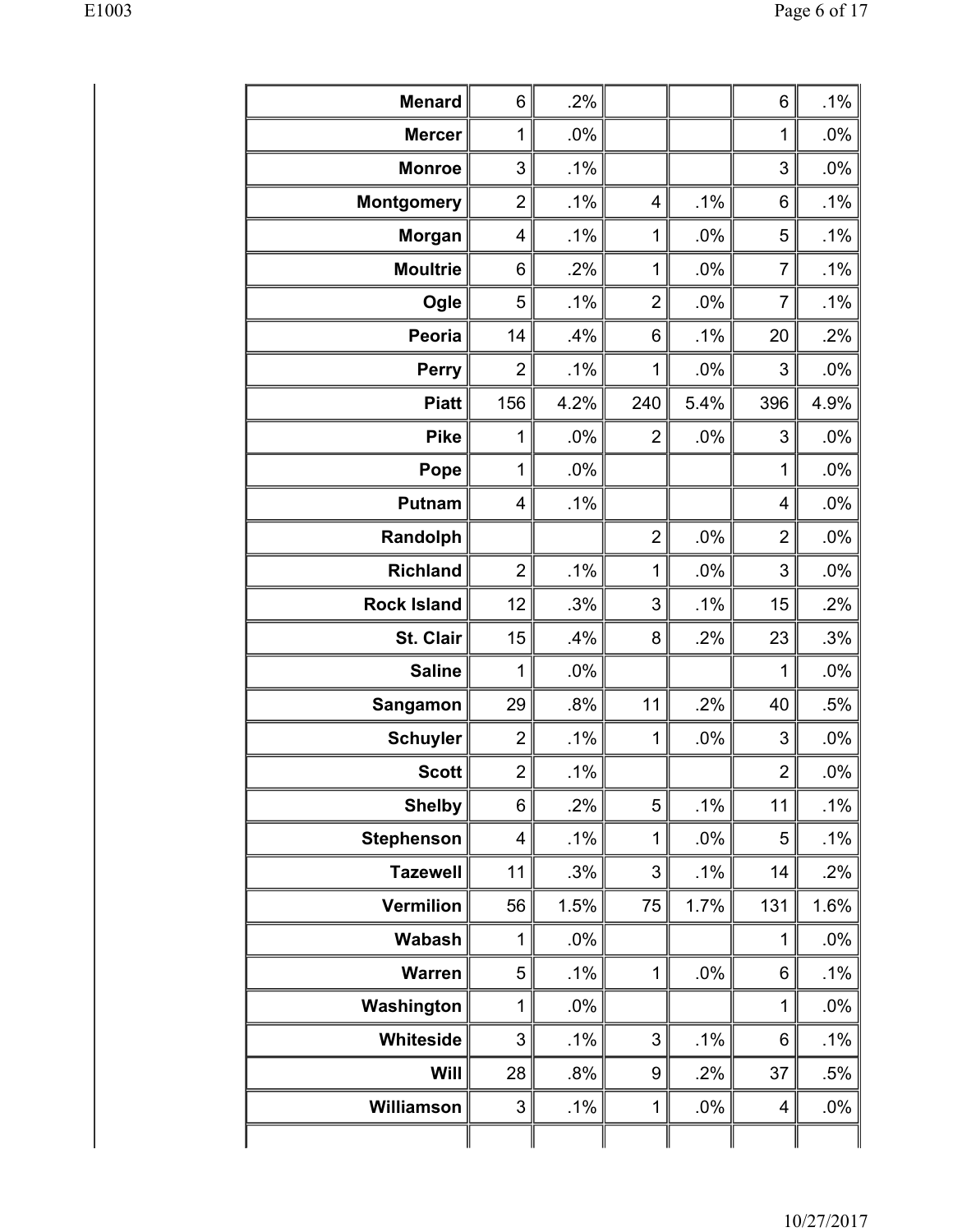| | | | | | | |
|---|---|---|---|---|---|---|
| **Menard** | 6 | .2% | | | 6 | .1% |
| **Mercer** | 1 | .0% | | | 1 | .0% |
| **Monroe** | 3 | .1% | | | 3 | .0% |
| **Montgomery** | 2 | .1% | 4 | .1% | 6 | .1% |
| **Morgan** | 4 | .1% | 1 | .0% | 5 | .1% |
| **Moultrie** | 6 | .2% | 1 | .0% | 7 | .1% |
| **Ogle** | 5 | .1% | 2 | .0% | 7 | .1% |
| **Peoria** | 14 | .4% | 6 | .1% | 20 | .2% |
| **Perry** | 2 | .1% | 1 | .0% | 3 | .0% |
| **Piatt** | 156 | 4.2% | 240 | 5.4% | 396 | 4.9% |
| **Pike** | 1 | .0% | 2 | .0% | 3 | .0% |
| **Pope** | 1 | .0% | | | 1 | .0% |
| **Putnam** | 4 | .1% | | | 4 | .0% |
| **Randolph** | | | 2 | .0% | 2 | .0% |
| **Richland** | 2 | .1% | 1 | .0% | 3 | .0% |
| **Rock Island** | 12 | .3% | 3 | .1% | 15 | .2% |
| **St. Clair** | 15 | .4% | 8 | .2% | 23 | .3% |
| **Saline** | 1 | .0% | | | 1 | .0% |
| **Sangamon** | 29 | .8% | 11 | .2% | 40 | .5% |
| **Schuyler** | 2 | .1% | 1 | .0% | 3 | .0% |
| **Scott** | 2 | .1% | | | 2 | .0% |
| **Shelby** | 6 | .2% | 5 | .1% | 11 | .1% |
| **Stephenson** | 4 | .1% | 1 | .0% | 5 | .1% |
| **Tazewell** | 11 | .3% | 3 | .1% | 14 | .2% |
| **Vermilion** | 56 | 1.5% | 75 | 1.7% | 131 | 1.6% |
| **Wabash** | 1 | .0% | | | 1 | .0% |
| **Warren** | 5 | .1% | 1 | .0% | 6 | .1% |
| **Washington** | 1 | .0% | | | 1 | .0% |
| **Whiteside** | 3 | .1% | 3 | .1% | 6 | .1% |
| **Will** | 28 | .8% | 9 | .2% | 37 | .5% |
| **Williamson** | 3 | .1% | 1 | .0% | 4 | .0% |
| | | | | | | |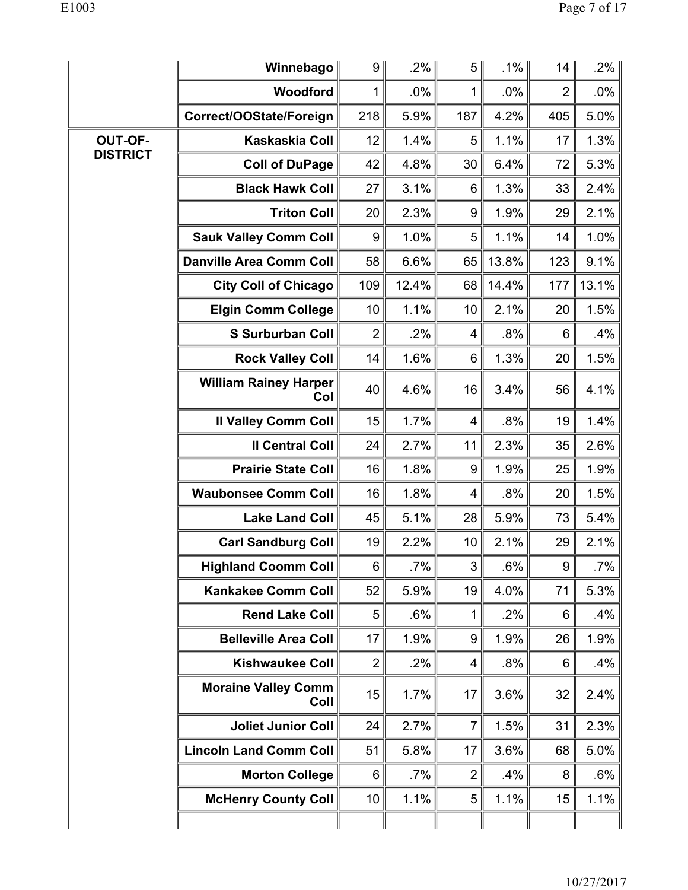| | | | | | | | |
|---|---|---|---|---|---|---|---|
| | **Winnebago** | 9 | .2% | 5 | .1% | 14 | .2% |
| | **Woodford** | 1 | .0% | 1 | .0% | 2 | .0% |
| | **Correct/OOState/Foreign** | 218 | 5.9% | 187 | 4.2% | 405 | 5.0% |
| **OUT-OF-DISTRICT** | **Kaskaskia Coll** | 12 | 1.4% | 5 | 1.1% | 17 | 1.3% |
| | **Coll of DuPage** | 42 | 4.8% | 30 | 6.4% | 72 | 5.3% |
| | **Black Hawk Coll** | 27 | 3.1% | 6 | 1.3% | 33 | 2.4% |
| | **Triton Coll** | 20 | 2.3% | 9 | 1.9% | 29 | 2.1% |
| | **Sauk Valley Comm Coll** | 9 | 1.0% | 5 | 1.1% | 14 | 1.0% |
| | **Danville Area Comm Coll** | 58 | 6.6% | 65 | 13.8% | 123 | 9.1% |
| | **City Coll of Chicago** | 109 | 12.4% | 68 | 14.4% | 177 | 13.1% |
| | **Elgin Comm College** | 10 | 1.1% | 10 | 2.1% | 20 | 1.5% |
| | **S Surburban Coll** | 2 | .2% | 4 | .8% | 6 | .4% |
| | **Rock Valley Coll** | 14 | 1.6% | 6 | 1.3% | 20 | 1.5% |
| | **William Rainey Harper Col** | 40 | 4.6% | 16 | 3.4% | 56 | 4.1% |
| | **Il Valley Comm Coll** | 15 | 1.7% | 4 | .8% | 19 | 1.4% |
| | **Il Central Coll** | 24 | 2.7% | 11 | 2.3% | 35 | 2.6% |
| | **Prairie State Coll** | 16 | 1.8% | 9 | 1.9% | 25 | 1.9% |
| | **Waubonsee Comm Coll** | 16 | 1.8% | 4 | .8% | 20 | 1.5% |
| | **Lake Land Coll** | 45 | 5.1% | 28 | 5.9% | 73 | 5.4% |
| | **Carl Sandburg Coll** | 19 | 2.2% | 10 | 2.1% | 29 | 2.1% |
| | **Highland Coomm Coll** | 6 | .7% | 3 | .6% | 9 | .7% |
| | **Kankakee Comm Coll** | 52 | 5.9% | 19 | 4.0% | 71 | 5.3% |
| | **Rend Lake Coll** | 5 | .6% | 1 | .2% | 6 | .4% |
| | **Belleville Area Coll** | 17 | 1.9% | 9 | 1.9% | 26 | 1.9% |
| | **Kishwaukee Coll** | 2 | .2% | 4 | .8% | 6 | .4% |
| | **Moraine Valley Comm Coll** | 15 | 1.7% | 17 | 3.6% | 32 | 2.4% |
| | **Joliet Junior Coll** | 24 | 2.7% | 7 | 1.5% | 31 | 2.3% |
| | **Lincoln Land Comm Coll** | 51 | 5.8% | 17 | 3.6% | 68 | 5.0% |
| | **Morton College** | 6 | .7% | 2 | .4% | 8 | .6% |
| | **McHenry County Coll** | 10 | 1.1% | 5 | 1.1% | 15 | 1.1% |
| | | | | | | | |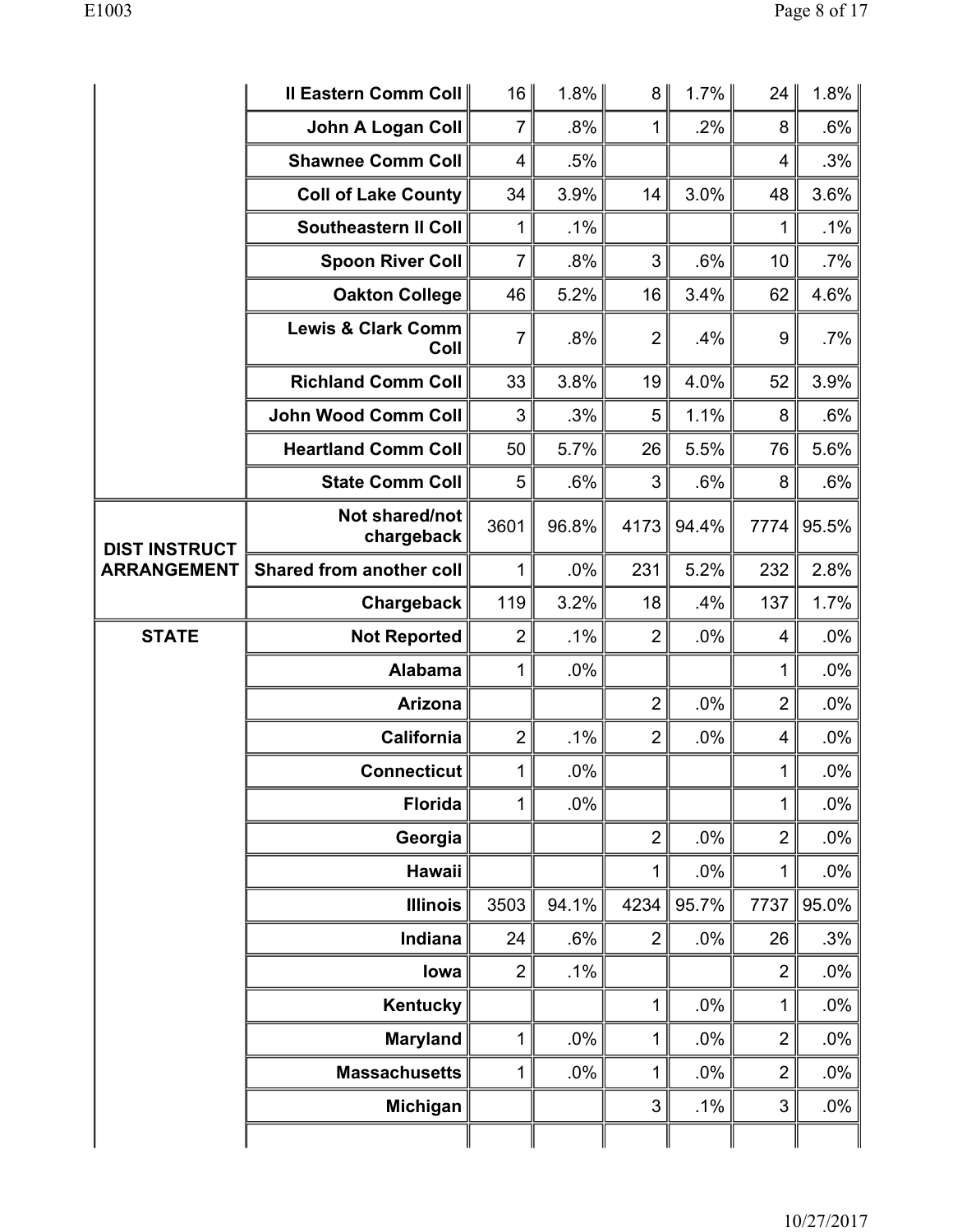| | | | | | | | |
|---|---|---|---|---|---|---|---|
| | Il Eastern Comm Coll | 16 | 1.8% | 8 | 1.7% | 24 | 1.8% |
| | John A Logan Coll | 7 | .8% | 1 | .2% | 8 | .6% |
| | Shawnee Comm Coll | 4 | .5% | | | 4 | .3% |
| | Coll of Lake County | 34 | 3.9% | 14 | 3.0% | 48 | 3.6% |
| | Southeastern Il Coll | 1 | .1% | | | 1 | .1% |
| | Spoon River Coll | 7 | .8% | 3 | .6% | 10 | .7% |
| | Oakton College | 46 | 5.2% | 16 | 3.4% | 62 | 4.6% |
| | Lewis & Clark Comm Coll | 7 | .8% | 2 | .4% | 9 | .7% |
| | Richland Comm Coll | 33 | 3.8% | 19 | 4.0% | 52 | 3.9% |
| | John Wood Comm Coll | 3 | .3% | 5 | 1.1% | 8 | .6% |
| | Heartland Comm Coll | 50 | 5.7% | 26 | 5.5% | 76 | 5.6% |
| | State Comm Coll | 5 | .6% | 3 | .6% | 8 | .6% |
| **DIST INSTRUCT ARRANGEMENT** | Not shared/not chargeback | 3601 | 96.8% | 4173 | 94.4% | 7774 | 95.5% |
| | Shared from another coll | 1 | .0% | 231 | 5.2% | 232 | 2.8% |
| | Chargeback | 119 | 3.2% | 18 | .4% | 137 | 1.7% |
| **STATE** | Not Reported | 2 | .1% | 2 | .0% | 4 | .0% |
| | Alabama | 1 | .0% | | | 1 | .0% |
| | Arizona | | | 2 | .0% | 2 | .0% |
| | California | 2 | .1% | 2 | .0% | 4 | .0% |
| | Connecticut | 1 | .0% | | | 1 | .0% |
| | Florida | 1 | .0% | | | 1 | .0% |
| | Georgia | | | 2 | .0% | 2 | .0% |
| | Hawaii | | | 1 | .0% | 1 | .0% |
| | Illinois | 3503 | 94.1% | 4234 | 95.7% | 7737 | 95.0% |
| | Indiana | 24 | .6% | 2 | .0% | 26 | .3% |
| | Iowa | 2 | .1% | | | 2 | .0% |
| | Kentucky | | | 1 | .0% | 1 | .0% |
| | Maryland | 1 | .0% | 1 | .0% | 2 | .0% |
| | Massachusetts | 1 | .0% | 1 | .0% | 2 | .0% |
| | Michigan | | | 3 | .1% | 3 | .0% |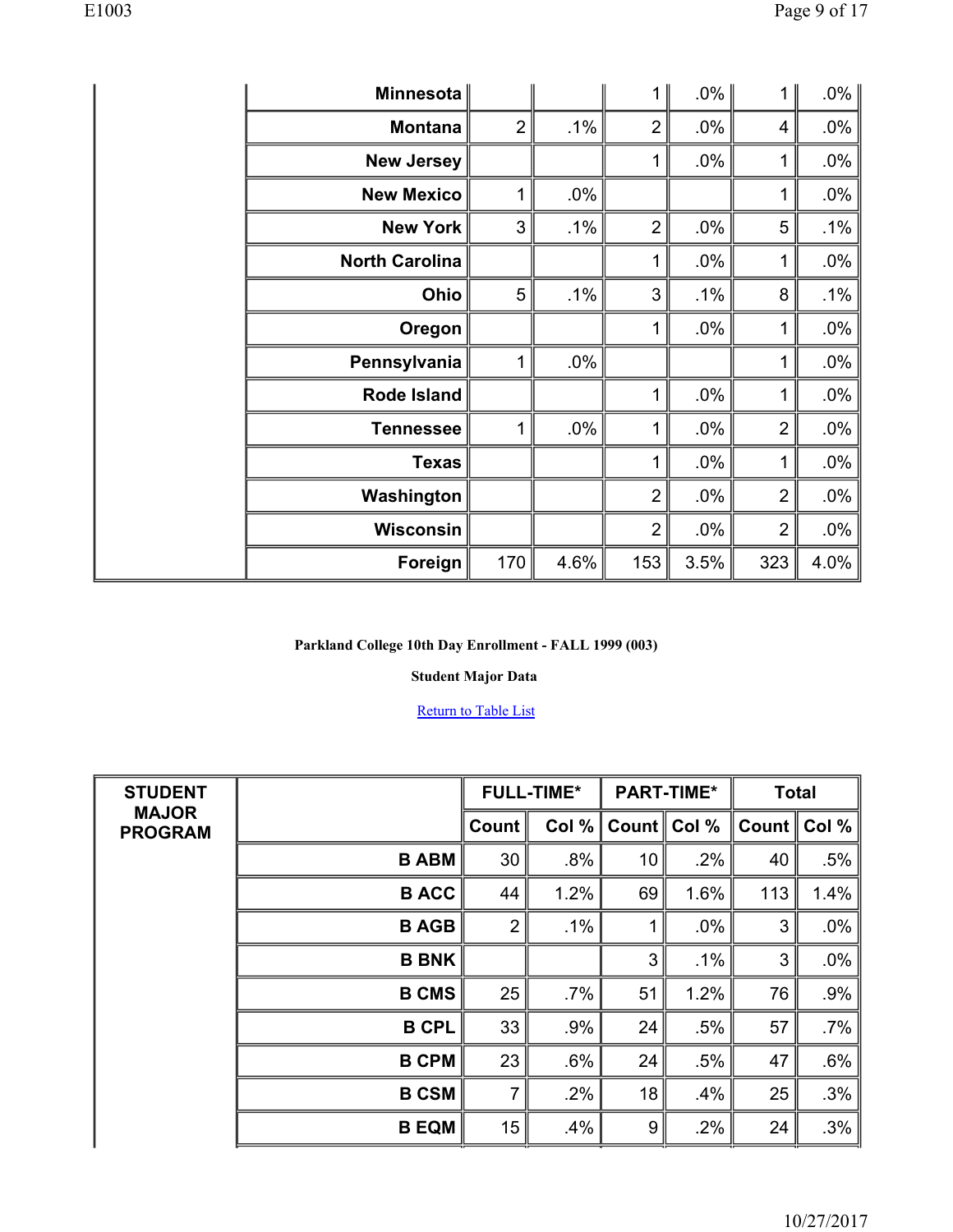| | | | | | | | |
|---|---|---|---|---|---|---|---|
| | Minnesota | | | 1 | .0% | 1 | .0% |
| | Montana | 2 | .1% | 2 | .0% | 4 | .0% |
| | New Jersey | | | 1 | .0% | 1 | .0% |
| | New Mexico | 1 | .0% | | | 1 | .0% |
| | New York | 3 | .1% | 2 | .0% | 5 | .1% |
| | North Carolina | | | 1 | .0% | 1 | .0% |
| | Ohio | 5 | .1% | 3 | .1% | 8 | .1% |
| | Oregon | | | 1 | .0% | 1 | .0% |
| | Pennsylvania | 1 | .0% | | | 1 | .0% |
| | Rode Island | | | 1 | .0% | 1 | .0% |
| | Tennessee | 1 | .0% | 1 | .0% | 2 | .0% |
| | Texas | | | 1 | .0% | 1 | .0% |
| | Washington | | | 2 | .0% | 2 | .0% |
| | Wisconsin | | | 2 | .0% | 2 | .0% |
| | Foreign | 170 | 4.6% | 153 | 3.5% | 323 | 4.0% |

**Parkland College 10th Day Enrollment - FALL 1999 (003)**

**Student Major Data**

Return to Table List

| STUDENT MAJOR PROGRAM | | FULL-TIME* | | PART-TIME* | | Total | |
|---|---|---|---|---|---|---|---|
| | | Count | Col % | Count | Col % | Count | Col % |
| | B ABM | 30 | .8% | 10 | .2% | 40 | .5% |
| | B ACC | 44 | 1.2% | 69 | 1.6% | 113 | 1.4% |
| | B AGB | 2 | .1% | 1 | .0% | 3 | .0% |
| | B BNK | | | 3 | .1% | 3 | .0% |
| | B CMS | 25 | .7% | 51 | 1.2% | 76 | .9% |
| | B CPL | 33 | .9% | 24 | .5% | 57 | .7% |
| | B CPM | 23 | .6% | 24 | .5% | 47 | .6% |
| | B CSM | 7 | .2% | 18 | .4% | 25 | .3% |
| | B EQM | 15 | .4% | 9 | .2% | 24 | .3% |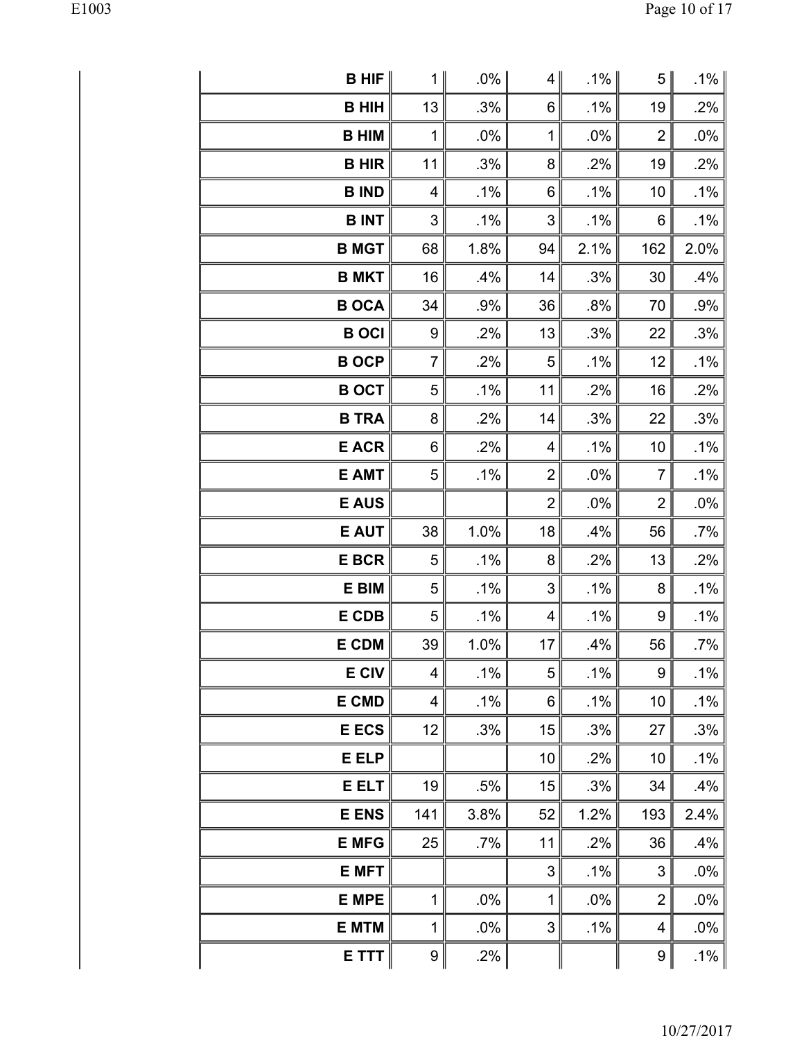| | | | | | | |
|---|---|---|---|---|---|---|
| **B HIF** | 1 | .0% | 4 | .1% | 5 | .1% |
| **B HIH** | 13 | .3% | 6 | .1% | 19 | .2% |
| **B HIM** | 1 | .0% | 1 | .0% | 2 | .0% |
| **B HIR** | 11 | .3% | 8 | .2% | 19 | .2% |
| **B IND** | 4 | .1% | 6 | .1% | 10 | .1% |
| **B INT** | 3 | .1% | 3 | .1% | 6 | .1% |
| **B MGT** | 68 | 1.8% | 94 | 2.1% | 162 | 2.0% |
| **B MKT** | 16 | .4% | 14 | .3% | 30 | .4% |
| **B OCA** | 34 | .9% | 36 | .8% | 70 | .9% |
| **B OCI** | 9 | .2% | 13 | .3% | 22 | .3% |
| **B OCP** | 7 | .2% | 5 | .1% | 12 | .1% |
| **B OCT** | 5 | .1% | 11 | .2% | 16 | .2% |
| **B TRA** | 8 | .2% | 14 | .3% | 22 | .3% |
| **E ACR** | 6 | .2% | 4 | .1% | 10 | .1% |
| **E AMT** | 5 | .1% | 2 | .0% | 7 | .1% |
| **E AUS** | | | 2 | .0% | 2 | .0% |
| **E AUT** | 38 | 1.0% | 18 | .4% | 56 | .7% |
| **E BCR** | 5 | .1% | 8 | .2% | 13 | .2% |
| **E BIM** | 5 | .1% | 3 | .1% | 8 | .1% |
| **E CDB** | 5 | .1% | 4 | .1% | 9 | .1% |
| **E CDM** | 39 | 1.0% | 17 | .4% | 56 | .7% |
| **E CIV** | 4 | .1% | 5 | .1% | 9 | .1% |
| **E CMD** | 4 | .1% | 6 | .1% | 10 | .1% |
| **E ECS** | 12 | .3% | 15 | .3% | 27 | .3% |
| **E ELP** | | | 10 | .2% | 10 | .1% |
| **E ELT** | 19 | .5% | 15 | .3% | 34 | .4% |
| **E ENS** | 141 | 3.8% | 52 | 1.2% | 193 | 2.4% |
| **E MFG** | 25 | .7% | 11 | .2% | 36 | .4% |
| **E MFT** | | | 3 | .1% | 3 | .0% |
| **E MPE** | 1 | .0% | 1 | .0% | 2 | .0% |
| **E MTM** | 1 | .0% | 3 | .1% | 4 | .0% |
| **E TTT** | 9 | .2% | | | 9 | .1% |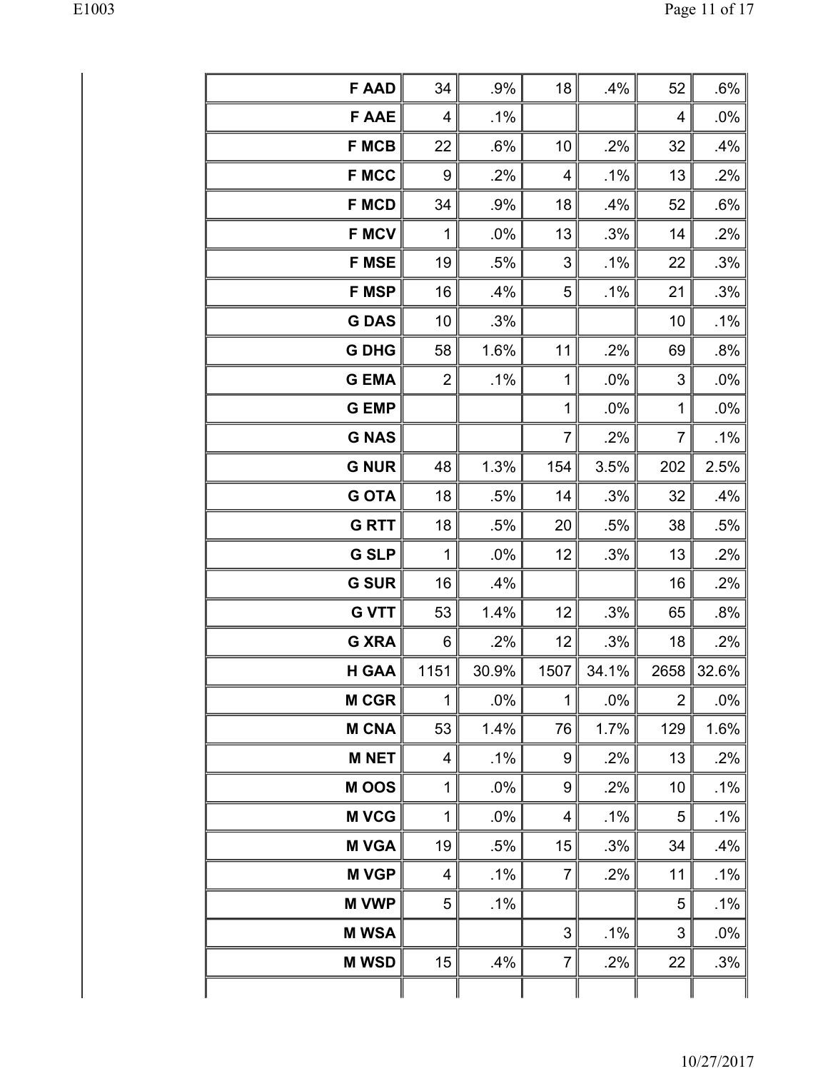| | | | | | | |
|---|---|---|---|---|---|---|
| **F AAD** | 34 | .9% | 18 | .4% | 52 | .6% |
| **F AAE** | 4 | .1% | | | 4 | .0% |
| **F MCB** | 22 | .6% | 10 | .2% | 32 | .4% |
| **F MCC** | 9 | .2% | 4 | .1% | 13 | .2% |
| **F MCD** | 34 | .9% | 18 | .4% | 52 | .6% |
| **F MCV** | 1 | .0% | 13 | .3% | 14 | .2% |
| **F MSE** | 19 | .5% | 3 | .1% | 22 | .3% |
| **F MSP** | 16 | .4% | 5 | .1% | 21 | .3% |
| **G DAS** | 10 | .3% | | | 10 | .1% |
| **G DHG** | 58 | 1.6% | 11 | .2% | 69 | .8% |
| **G EMA** | 2 | .1% | 1 | .0% | 3 | .0% |
| **G EMP** | | | 1 | .0% | 1 | .0% |
| **G NAS** | | | 7 | .2% | 7 | .1% |
| **G NUR** | 48 | 1.3% | 154 | 3.5% | 202 | 2.5% |
| **G OTA** | 18 | .5% | 14 | .3% | 32 | .4% |
| **G RTT** | 18 | .5% | 20 | .5% | 38 | .5% |
| **G SLP** | 1 | .0% | 12 | .3% | 13 | .2% |
| **G SUR** | 16 | .4% | | | 16 | .2% |
| **G VTT** | 53 | 1.4% | 12 | .3% | 65 | .8% |
| **G XRA** | 6 | .2% | 12 | .3% | 18 | .2% |
| **H GAA** | 1151 | 30.9% | 1507 | 34.1% | 2658 | 32.6% |
| **M CGR** | 1 | .0% | 1 | .0% | 2 | .0% |
| **M CNA** | 53 | 1.4% | 76 | 1.7% | 129 | 1.6% |
| **M NET** | 4 | .1% | 9 | .2% | 13 | .2% |
| **M OOS** | 1 | .0% | 9 | .2% | 10 | .1% |
| **M VCG** | 1 | .0% | 4 | .1% | 5 | .1% |
| **M VGA** | 19 | .5% | 15 | .3% | 34 | .4% |
| **M VGP** | 4 | .1% | 7 | .2% | 11 | .1% |
| **M VWP** | 5 | .1% | | | 5 | .1% |
| **M WSA** | | | 3 | .1% | 3 | .0% |
| **M WSD** | 15 | .4% | 7 | .2% | 22 | .3% |
| | | | | | | |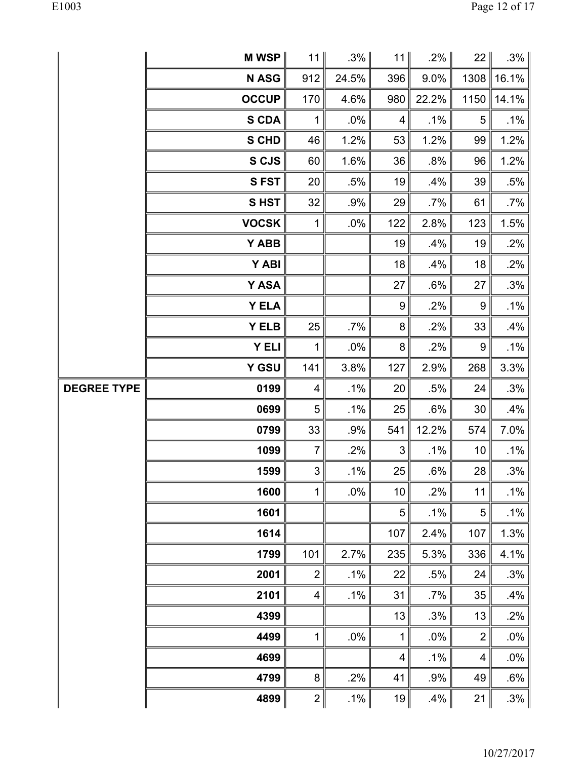| | | | | | | | |
|---|---|---|---|---|---|---|---|
| | **M WSP** | 11 | .3% | 11 | .2% | 22 | .3% |
| | **N ASG** | 912 | 24.5% | 396 | 9.0% | 1308 | 16.1% |
| | **OCCUP** | 170 | 4.6% | 980 | 22.2% | 1150 | 14.1% |
| | **S CDA** | 1 | .0% | 4 | .1% | 5 | .1% |
| | **S CHD** | 46 | 1.2% | 53 | 1.2% | 99 | 1.2% |
| | **S CJS** | 60 | 1.6% | 36 | .8% | 96 | 1.2% |
| | **S FST** | 20 | .5% | 19 | .4% | 39 | .5% |
| | **S HST** | 32 | .9% | 29 | .7% | 61 | .7% |
| | **VOCSK** | 1 | .0% | 122 | 2.8% | 123 | 1.5% |
| | **Y ABB** | | | 19 | .4% | 19 | .2% |
| | **Y ABI** | | | 18 | .4% | 18 | .2% |
| | **Y ASA** | | | 27 | .6% | 27 | .3% |
| | **Y ELA** | | | 9 | .2% | 9 | .1% |
| | **Y ELB** | 25 | .7% | 8 | .2% | 33 | .4% |
| | **Y ELI** | 1 | .0% | 8 | .2% | 9 | .1% |
| | **Y GSU** | 141 | 3.8% | 127 | 2.9% | 268 | 3.3% |
| **DEGREE TYPE** | **0199** | 4 | .1% | 20 | .5% | 24 | .3% |
| | **0699** | 5 | .1% | 25 | .6% | 30 | .4% |
| | **0799** | 33 | .9% | 541 | 12.2% | 574 | 7.0% |
| | **1099** | 7 | .2% | 3 | .1% | 10 | .1% |
| | **1599** | 3 | .1% | 25 | .6% | 28 | .3% |
| | **1600** | 1 | .0% | 10 | .2% | 11 | .1% |
| | **1601** | | | 5 | .1% | 5 | .1% |
| | **1614** | | | 107 | 2.4% | 107 | 1.3% |
| | **1799** | 101 | 2.7% | 235 | 5.3% | 336 | 4.1% |
| | **2001** | 2 | .1% | 22 | .5% | 24 | .3% |
| | **2101** | 4 | .1% | 31 | .7% | 35 | .4% |
| | **4399** | | | 13 | .3% | 13 | .2% |
| | **4499** | 1 | .0% | 1 | .0% | 2 | .0% |
| | **4699** | | | 4 | .1% | 4 | .0% |
| | **4799** | 8 | .2% | 41 | .9% | 49 | .6% |
| | **4899** | 2 | .1% | 19 | .4% | 21 | .3% |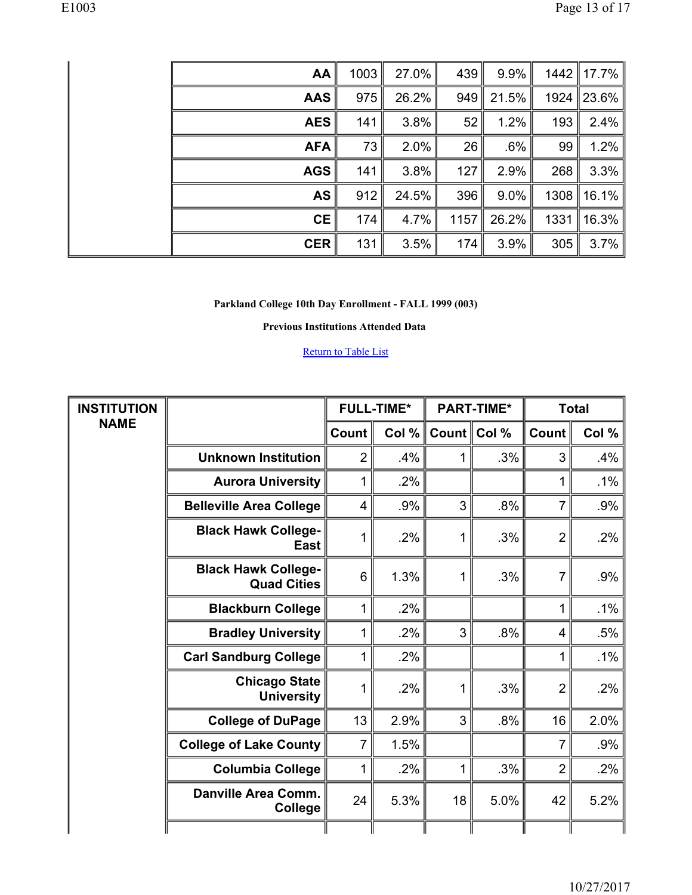| | | | | | | |
|---|---|---|---|---|---|---|
| AA | 1003 | 27.0% | 439 | 9.9% | 1442 | 17.7% |
| AAS | 975 | 26.2% | 949 | 21.5% | 1924 | 23.6% |
| AES | 141 | 3.8% | 52 | 1.2% | 193 | 2.4% |
| AFA | 73 | 2.0% | 26 | .6% | 99 | 1.2% |
| AGS | 141 | 3.8% | 127 | 2.9% | 268 | 3.3% |
| AS | 912 | 24.5% | 396 | 9.0% | 1308 | 16.1% |
| CE | 174 | 4.7% | 1157 | 26.2% | 1331 | 16.3% |
| CER | 131 | 3.5% | 174 | 3.9% | 305 | 3.7% |

**Parkland College 10th Day Enrollment - FALL 1999 (003)**

**Previous Institutions Attended Data**

Return to Table List

| INSTITUTION NAME | | FULL-TIME* | | PART-TIME* | | Total | |
|---|---|---|---|---|---|---|---|
| | | Count | Col % | Count | Col % | Count | Col % |
| | Unknown Institution | 2 | .4% | 1 | .3% | 3 | .4% |
| | Aurora University | 1 | .2% | | | 1 | .1% |
| | Belleville Area College | 4 | .9% | 3 | .8% | 7 | .9% |
| | Black Hawk College-East | 1 | .2% | 1 | .3% | 2 | .2% |
| | Black Hawk College-Quad Cities | 6 | 1.3% | 1 | .3% | 7 | .9% |
| | Blackburn College | 1 | .2% | | | 1 | .1% |
| | Bradley University | 1 | .2% | 3 | .8% | 4 | .5% |
| | Carl Sandburg College | 1 | .2% | | | 1 | .1% |
| | Chicago State University | 1 | .2% | 1 | .3% | 2 | .2% |
| | College of DuPage | 13 | 2.9% | 3 | .8% | 16 | 2.0% |
| | College of Lake County | 7 | 1.5% | | | 7 | .9% |
| | Columbia College | 1 | .2% | 1 | .3% | 2 | .2% |
| | Danville Area Comm. College | 24 | 5.3% | 18 | 5.0% | 42 | 5.2% |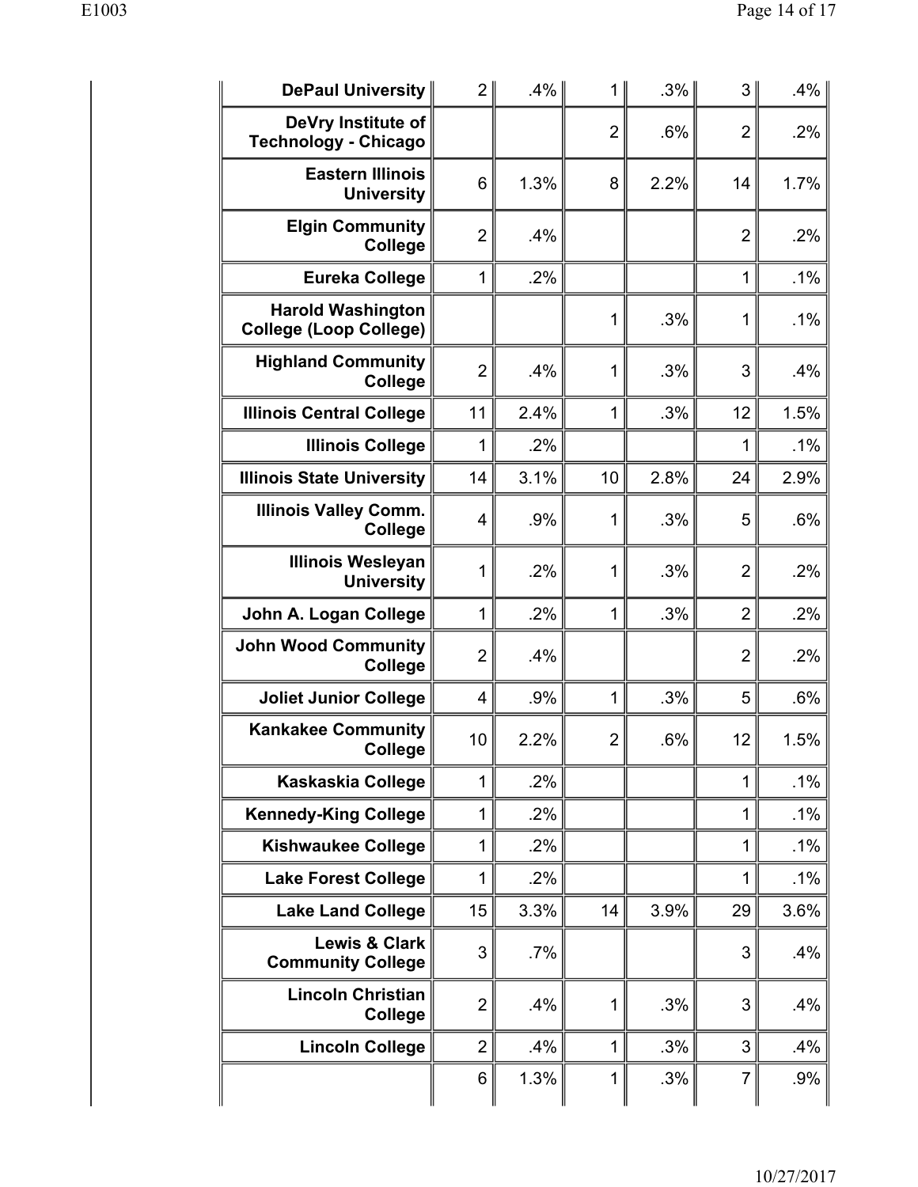| | | | | | | |
|---|---|---|---|---|---|---|
| **DePaul University** | 2 | .4% | 1 | .3% | 3 | .4% |
| **DeVry Institute of Technology - Chicago** | | | 2 | .6% | 2 | .2% |
| **Eastern Illinois University** | 6 | 1.3% | 8 | 2.2% | 14 | 1.7% |
| **Elgin Community College** | 2 | .4% | | | 2 | .2% |
| **Eureka College** | 1 | .2% | | | 1 | .1% |
| **Harold Washington College (Loop College)** | | | 1 | .3% | 1 | .1% |
| **Highland Community College** | 2 | .4% | 1 | .3% | 3 | .4% |
| **Illinois Central College** | 11 | 2.4% | 1 | .3% | 12 | 1.5% |
| **Illinois College** | 1 | .2% | | | 1 | .1% |
| **Illinois State University** | 14 | 3.1% | 10 | 2.8% | 24 | 2.9% |
| **Illinois Valley Comm. College** | 4 | .9% | 1 | .3% | 5 | .6% |
| **Illinois Wesleyan University** | 1 | .2% | 1 | .3% | 2 | .2% |
| **John A. Logan College** | 1 | .2% | 1 | .3% | 2 | .2% |
| **John Wood Community College** | 2 | .4% | | | 2 | .2% |
| **Joliet Junior College** | 4 | .9% | 1 | .3% | 5 | .6% |
| **Kankakee Community College** | 10 | 2.2% | 2 | .6% | 12 | 1.5% |
| **Kaskaskia College** | 1 | .2% | | | 1 | .1% |
| **Kennedy-King College** | 1 | .2% | | | 1 | .1% |
| **Kishwaukee College** | 1 | .2% | | | 1 | .1% |
| **Lake Forest College** | 1 | .2% | | | 1 | .1% |
| **Lake Land College** | 15 | 3.3% | 14 | 3.9% | 29 | 3.6% |
| **Lewis & Clark Community College** | 3 | .7% | | | 3 | .4% |
| **Lincoln Christian College** | 2 | .4% | 1 | .3% | 3 | .4% |
| **Lincoln College** | 2 | .4% | 1 | .3% | 3 | .4% |
| | 6 | 1.3% | 1 | .3% | 7 | .9% |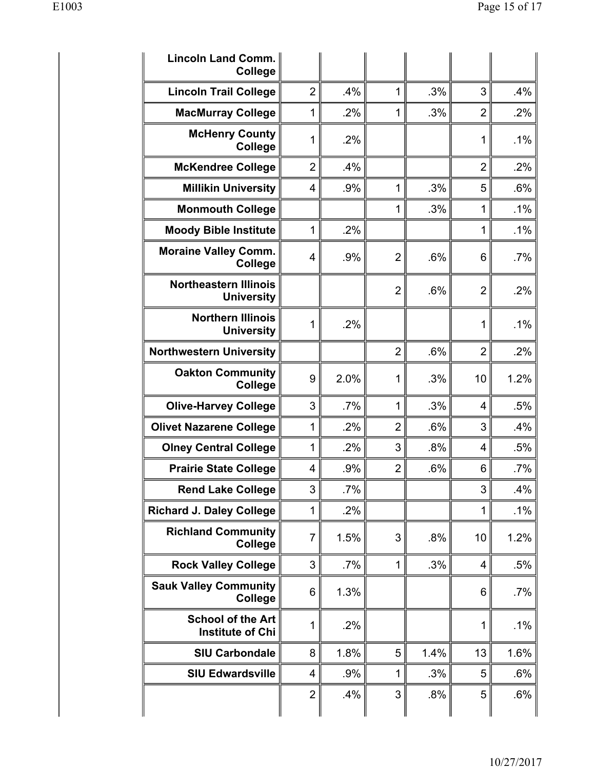| | | | | | | |
|---|---|---|---|---|---|---|
| **Lincoln Land Comm. College** | | | | | | |
| **Lincoln Trail College** | 2 | .4% | 1 | .3% | 3 | .4% |
| **MacMurray College** | 1 | .2% | 1 | .3% | 2 | .2% |
| **McHenry County College** | 1 | .2% | | | 1 | .1% |
| **McKendree College** | 2 | .4% | | | 2 | .2% |
| **Millikin University** | 4 | .9% | 1 | .3% | 5 | .6% |
| **Monmouth College** | | | 1 | .3% | 1 | .1% |
| **Moody Bible Institute** | 1 | .2% | | | 1 | .1% |
| **Moraine Valley Comm. College** | 4 | .9% | 2 | .6% | 6 | .7% |
| **Northeastern Illinois University** | | | 2 | .6% | 2 | .2% |
| **Northern Illinois University** | 1 | .2% | | | 1 | .1% |
| **Northwestern University** | | | 2 | .6% | 2 | .2% |
| **Oakton Community College** | 9 | 2.0% | 1 | .3% | 10 | 1.2% |
| **Olive-Harvey College** | 3 | .7% | 1 | .3% | 4 | .5% |
| **Olivet Nazarene College** | 1 | .2% | 2 | .6% | 3 | .4% |
| **Olney Central College** | 1 | .2% | 3 | .8% | 4 | .5% |
| **Prairie State College** | 4 | .9% | 2 | .6% | 6 | .7% |
| **Rend Lake College** | 3 | .7% | | | 3 | .4% |
| **Richard J. Daley College** | 1 | .2% | | | 1 | .1% |
| **Richland Community College** | 7 | 1.5% | 3 | .8% | 10 | 1.2% |
| **Rock Valley College** | 3 | .7% | 1 | .3% | 4 | .5% |
| **Sauk Valley Community College** | 6 | 1.3% | | | 6 | .7% |
| **School of the Art Institute of Chi** | 1 | .2% | | | 1 | .1% |
| **SIU Carbondale** | 8 | 1.8% | 5 | 1.4% | 13 | 1.6% |
| **SIU Edwardsville** | 4 | .9% | 1 | .3% | 5 | .6% |
| | 2 | .4% | 3 | .8% | 5 | .6% |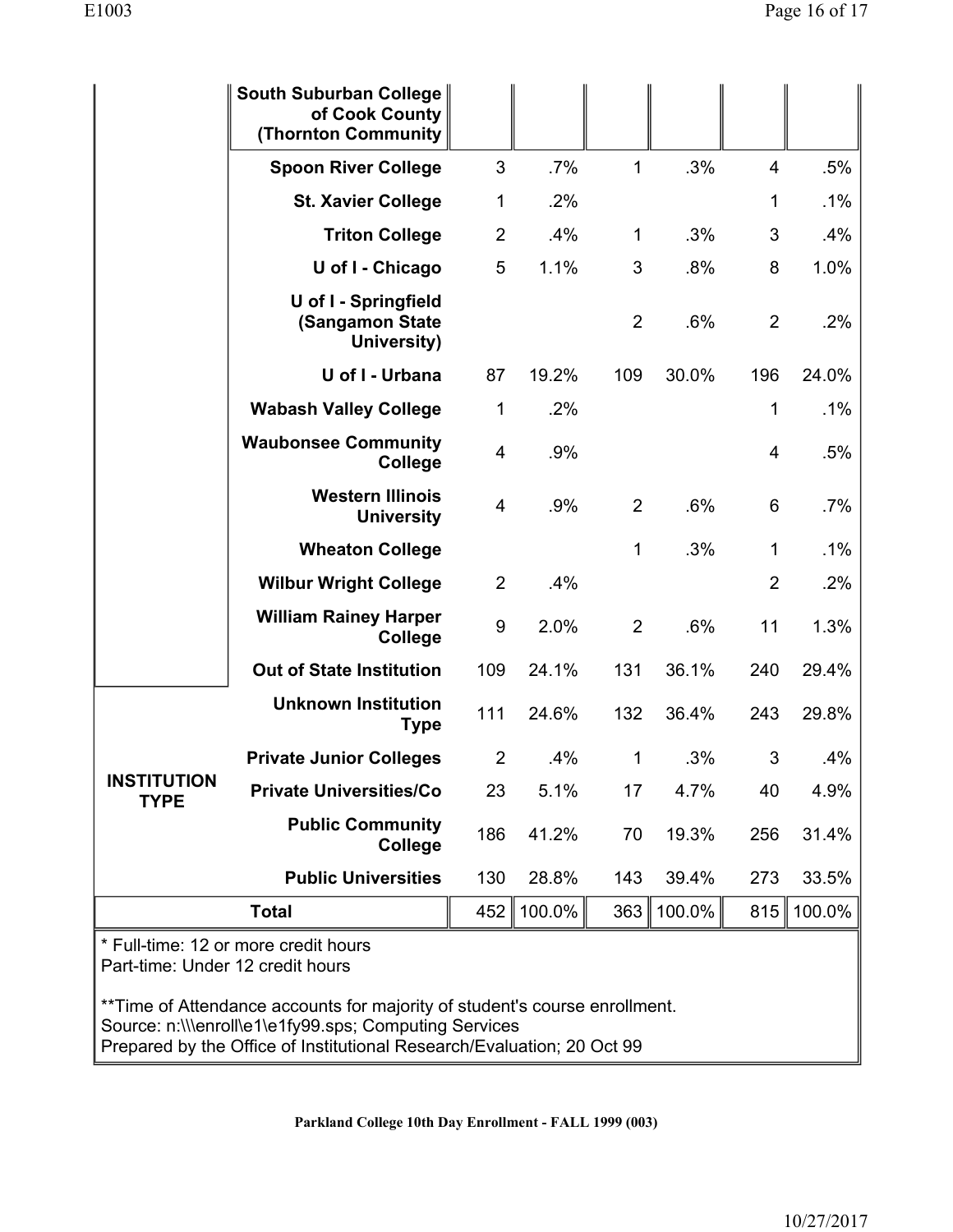| | | | | | | | |
|---|---|---|---|---|---|---|---|
| | South Suburban College of Cook County (Thornton Community | | | | | | |
| | Spoon River College | 3 | .7% | 1 | .3% | 4 | .5% |
| | St. Xavier College | 1 | .2% | | | 1 | .1% |
| | Triton College | 2 | .4% | 1 | .3% | 3 | .4% |
| | U of I - Chicago | 5 | 1.1% | 3 | .8% | 8 | 1.0% |
| | U of I - Springfield (Sangamon State University) | | | 2 | .6% | 2 | .2% |
| | U of I - Urbana | 87 | 19.2% | 109 | 30.0% | 196 | 24.0% |
| | Wabash Valley College | 1 | .2% | | | 1 | .1% |
| | Waubonsee Community College | 4 | .9% | | | 4 | .5% |
| | Western Illinois University | 4 | .9% | 2 | .6% | 6 | .7% |
| | Wheaton College | | | 1 | .3% | 1 | .1% |
| | Wilbur Wright College | 2 | .4% | | | 2 | .2% |
| | William Rainey Harper College | 9 | 2.0% | 2 | .6% | 11 | 1.3% |
| | Out of State Institution | 109 | 24.1% | 131 | 36.1% | 240 | 29.4% |
| INSTITUTION TYPE | Unknown Institution Type | 111 | 24.6% | 132 | 36.4% | 243 | 29.8% |
| | Private Junior Colleges | 2 | .4% | 1 | .3% | 3 | .4% |
| | Private Universities/Co | 23 | 5.1% | 17 | 4.7% | 40 | 4.9% |
| | Public Community College | 186 | 41.2% | 70 | 19.3% | 256 | 31.4% |
| | Public Universities | 130 | 28.8% | 143 | 39.4% | 273 | 33.5% |
| Total | | 452 | 100.0% | 363 | 100.0% | 815 | 100.0% |

* Full-time: 12 or more credit hours
Part-time: Under 12 credit hours

**Time of Attendance accounts for majority of student's course enrollment.
Source: n:\\\enroll\e1\e1fy99.sps; Computing Services
Prepared by the Office of Institutional Research/Evaluation; 20 Oct 99

**Parkland College 10th Day Enrollment - FALL 1999 (003)**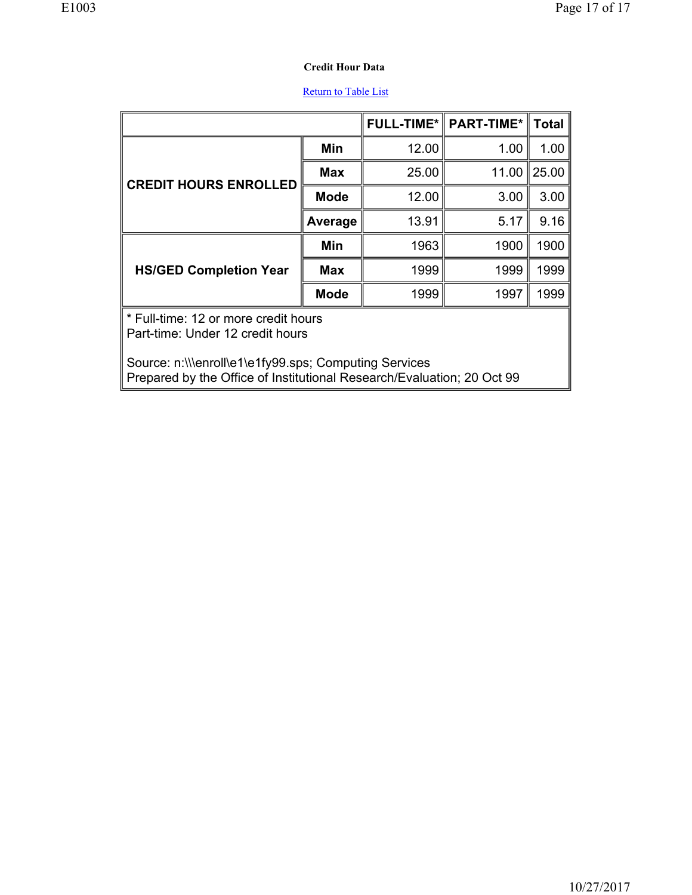**Credit Hour Data**

Return to Table List

| | | FULL-TIME* | PART-TIME* | Total |
|---|---|---|---|---|
| CREDIT HOURS ENROLLED | Min | 12.00 | 1.00 | 1.00 |
| | Max | 25.00 | 11.00 | 25.00 |
| | Mode | 12.00 | 3.00 | 3.00 |
| | Average | 13.91 | 5.17 | 9.16 |
| HS/GED Completion Year | Min | 1963 | 1900 | 1900 |
| | Max | 1999 | 1999 | 1999 |
| | Mode | 1999 | 1997 | 1999 |

* Full-time: 12 or more credit hours
Part-time: Under 12 credit hours

Source: n:\\\enroll\e1\e1fy99.sps; Computing Services
Prepared by the Office of Institutional Research/Evaluation; 20 Oct 99